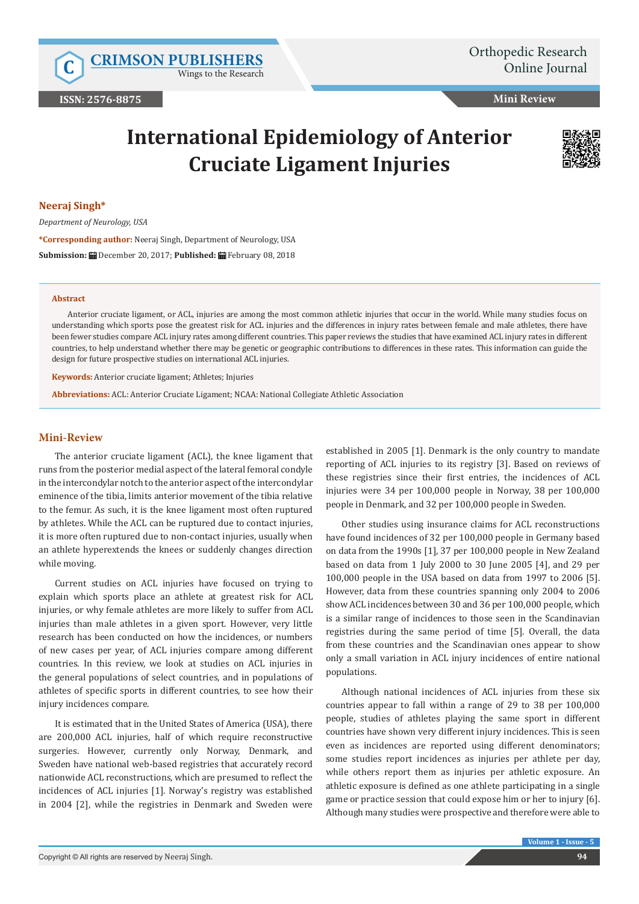# International Epidemiology of Anterior Cruciate Ligament Injuries

**Neeraj Singh***

*Department of Neurology, USA*

**\*Corresponding author:** Neeraj Singh, Department of Neurology, USA

**Submission:** December 20, 2017; **Published:** February 08, 2018

### Abstract

Anterior cruciate ligament, or ACL, injuries are among the most common athletic injuries that occur in the world. While many studies focus on understanding which sports pose the greatest risk for ACL injuries and the differences in injury rates between female and male athletes, there have been fewer studies compare ACL injury rates among different countries. This paper reviews the studies that have examined ACL injury rates in different countries, to help understand whether there may be genetic or geographic contributions to differences in these rates. This information can guide the design for future prospective studies on international ACL injuries.

**Keywords:** Anterior cruciate ligament; Athletes; Injuries

**Abbreviations:** ACL: Anterior Cruciate Ligament; NCAA: National Collegiate Athletic Association

## Mini-Review

The anterior cruciate ligament (ACL), the knee ligament that runs from the posterior medial aspect of the lateral femoral condyle in the intercondylar notch to the anterior aspect of the intercondylar eminence of the tibia, limits anterior movement of the tibia relative to the femur. As such, it is the knee ligament most often ruptured by athletes. While the ACL can be ruptured due to contact injuries, it is more often ruptured due to non-contact injuries, usually when an athlete hyperextends the knees or suddenly changes direction while moving.

Current studies on ACL injuries have focused on trying to explain which sports place an athlete at greatest risk for ACL injuries, or why female athletes are more likely to suffer from ACL injuries than male athletes in a given sport. However, very little research has been conducted on how the incidences, or numbers of new cases per year, of ACL injuries compare among different countries. In this review, we look at studies on ACL injuries in the general populations of select countries, and in populations of athletes of specific sports in different countries, to see how their injury incidences compare.

It is estimated that in the United States of America (USA), there are 200,000 ACL injuries, half of which require reconstructive surgeries. However, currently only Norway, Denmark, and Sweden have national web-based registries that accurately record nationwide ACL reconstructions, which are presumed to reflect the incidences of ACL injuries [1]. Norway's registry was established in 2004 [2], while the registries in Denmark and Sweden were established in 2005 [1]. Denmark is the only country to mandate reporting of ACL injuries to its registry [3]. Based on reviews of these registries since their first entries, the incidences of ACL injuries were 34 per 100,000 people in Norway, 38 per 100,000 people in Denmark, and 32 per 100,000 people in Sweden.

Other studies using insurance claims for ACL reconstructions have found incidences of 32 per 100,000 people in Germany based on data from the 1990s [1], 37 per 100,000 people in New Zealand based on data from 1 July 2000 to 30 June 2005 [4], and 29 per 100,000 people in the USA based on data from 1997 to 2006 [5]. However, data from these countries spanning only 2004 to 2006 show ACL incidences between 30 and 36 per 100,000 people, which is a similar range of incidences to those seen in the Scandinavian registries during the same period of time [5]. Overall, the data from these countries and the Scandinavian ones appear to show only a small variation in ACL injury incidences of entire national populations.

Although national incidences of ACL injuries from these six countries appear to fall within a range of 29 to 38 per 100,000 people, studies of athletes playing the same sport in different countries have shown very different injury incidences. This is seen even as incidences are reported using different denominators; some studies report incidences as injuries per athlete per day, while others report them as injuries per athletic exposure. An athletic exposure is defined as one athlete participating in a single game or practice session that could expose him or her to injury [6]. Although many studies were prospective and therefore were able to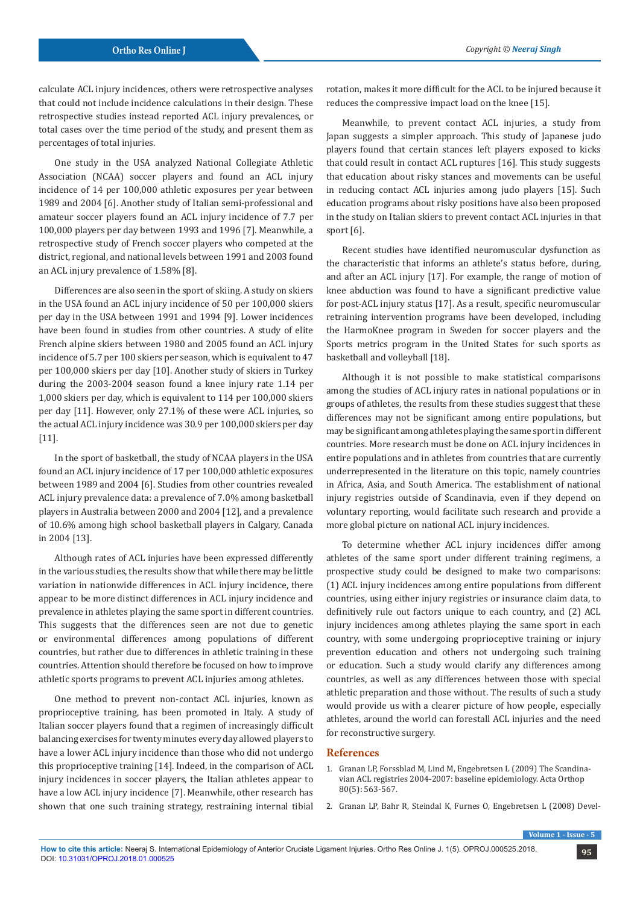calculate ACL injury incidences, others were retrospective analyses that could not include incidence calculations in their design. These retrospective studies instead reported ACL injury prevalences, or total cases over the time period of the study, and present them as percentages of total injuries.

One study in the USA analyzed National Collegiate Athletic Association (NCAA) soccer players and found an ACL injury incidence of 14 per 100,000 athletic exposures per year between 1989 and 2004 [6]. Another study of Italian semi-professional and amateur soccer players found an ACL injury incidence of 7.7 per 100,000 players per day between 1993 and 1996 [7]. Meanwhile, a retrospective study of French soccer players who competed at the district, regional, and national levels between 1991 and 2003 found an ACL injury prevalence of 1.58% [8].

Differences are also seen in the sport of skiing. A study on skiers in the USA found an ACL injury incidence of 50 per 100,000 skiers per day in the USA between 1991 and 1994 [9]. Lower incidences have been found in studies from other countries. A study of elite French alpine skiers between 1980 and 2005 found an ACL injury incidence of 5.7 per 100 skiers per season, which is equivalent to 47 per 100,000 skiers per day [10]. Another study of skiers in Turkey during the 2003-2004 season found a knee injury rate 1.14 per 1,000 skiers per day, which is equivalent to 114 per 100,000 skiers per day [11]. However, only 27.1% of these were ACL injuries, so the actual ACL injury incidence was 30.9 per 100,000 skiers per day [11].

In the sport of basketball, the study of NCAA players in the USA found an ACL injury incidence of 17 per 100,000 athletic exposures between 1989 and 2004 [6]. Studies from other countries revealed ACL injury prevalence data: a prevalence of 7.0% among basketball players in Australia between 2000 and 2004 [12], and a prevalence of 10.6% among high school basketball players in Calgary, Canada in 2004 [13].

Although rates of ACL injuries have been expressed differently in the various studies, the results show that while there may be little variation in nationwide differences in ACL injury incidence, there appear to be more distinct differences in ACL injury incidence and prevalence in athletes playing the same sport in different countries. This suggests that the differences seen are not due to genetic or environmental differences among populations of different countries, but rather due to differences in athletic training in these countries. Attention should therefore be focused on how to improve athletic sports programs to prevent ACL injuries among athletes.

One method to prevent non-contact ACL injuries, known as proprioceptive training, has been promoted in Italy. A study of Italian soccer players found that a regimen of increasingly difficult balancing exercises for twenty minutes every day allowed players to have a lower ACL injury incidence than those who did not undergo this proprioceptive training [14]. Indeed, in the comparison of ACL injury incidences in soccer players, the Italian athletes appear to have a low ACL injury incidence [7]. Meanwhile, other research has shown that one such training strategy, restraining internal tibial rotation, makes it more difficult for the ACL to be injured because it reduces the compressive impact load on the knee [15].

Meanwhile, to prevent contact ACL injuries, a study from Japan suggests a simpler approach. This study of Japanese judo players found that certain stances left players exposed to kicks that could result in contact ACL ruptures [16]. This study suggests that education about risky stances and movements can be useful in reducing contact ACL injuries among judo players [15]. Such education programs about risky positions have also been proposed in the study on Italian skiers to prevent contact ACL injuries in that sport [6].

Recent studies have identified neuromuscular dysfunction as the characteristic that informs an athlete's status before, during, and after an ACL injury [17]. For example, the range of motion of knee abduction was found to have a significant predictive value for post-ACL injury status [17]. As a result, specific neuromuscular retraining intervention programs have been developed, including the HarmoKnee program in Sweden for soccer players and the Sports metrics program in the United States for such sports as basketball and volleyball [18].

Although it is not possible to make statistical comparisons among the studies of ACL injury rates in national populations or in groups of athletes, the results from these studies suggest that these differences may not be significant among entire populations, but may be significant among athletes playing the same sport in different countries. More research must be done on ACL injury incidences in entire populations and in athletes from countries that are currently underrepresented in the literature on this topic, namely countries in Africa, Asia, and South America. The establishment of national injury registries outside of Scandinavia, even if they depend on voluntary reporting, would facilitate such research and provide a more global picture on national ACL injury incidences.

To determine whether ACL injury incidences differ among athletes of the same sport under different training regimens, a prospective study could be designed to make two comparisons: (1) ACL injury incidences among entire populations from different countries, using either injury registries or insurance claim data, to definitively rule out factors unique to each country, and (2) ACL injury incidences among athletes playing the same sport in each country, with some undergoing proprioceptive training or injury prevention education and others not undergoing such training or education. Such a study would clarify any differences among countries, as well as any differences between those with special athletic preparation and those without. The results of such a study would provide us with a clearer picture of how people, especially athletes, around the world can forestall ACL injuries and the need for reconstructive surgery.

## References

1. Granan LP, Forssblad M, Lind M, Engebretsen L (2009) The Scandinavian ACL registries 2004-2007: baseline epidemiology. Acta Orthop 80(5): 563-567.
2. Granan LP, Bahr R, Steindal K, Furnes O, Engebretsen L (2008) Devel-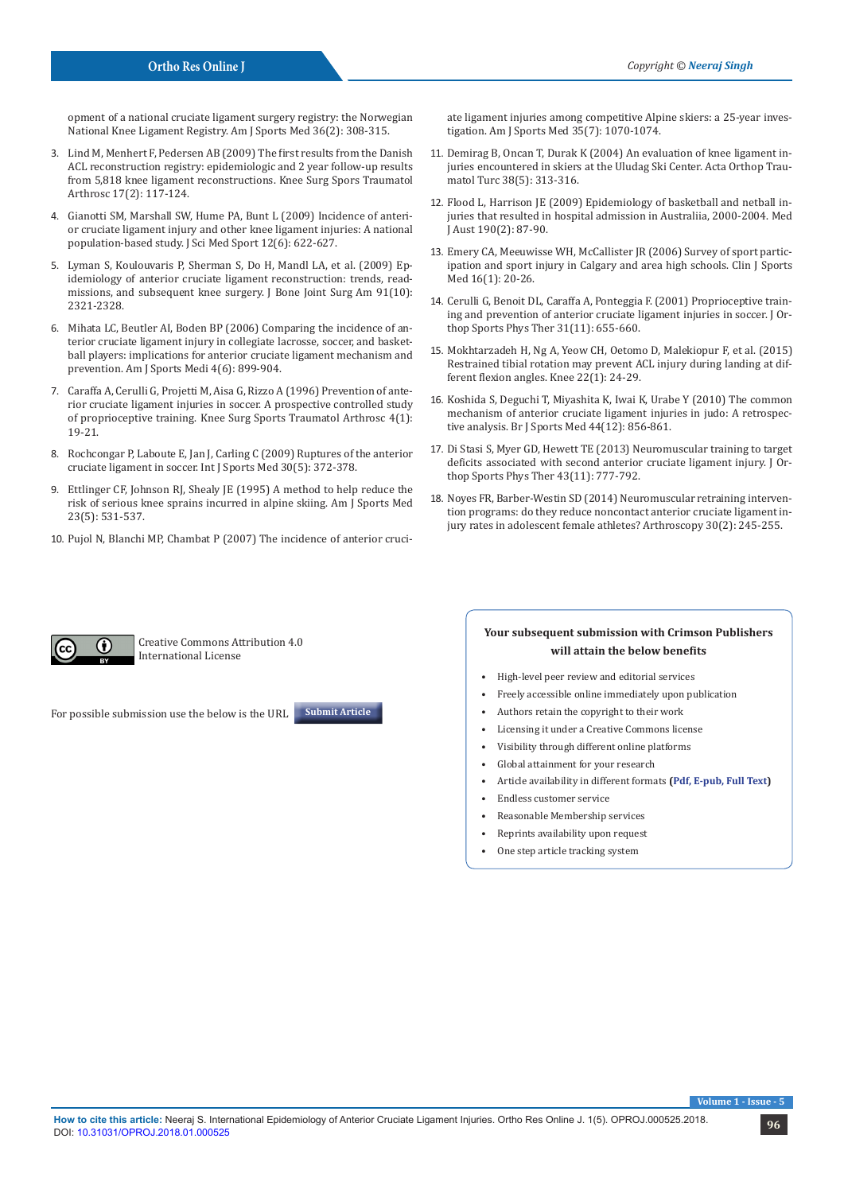opment of a national cruciate ligament surgery registry: the Norwegian National Knee Ligament Registry. Am J Sports Med 36(2): 308-315.

3. Lind M, Menhert F, Pedersen AB (2009) The first results from the Danish ACL reconstruction registry: epidemiologic and 2 year follow-up results from 5,818 knee ligament reconstructions. Knee Surg Spors Traumatol Arthrosc 17(2): 117-124.
4. Gianotti SM, Marshall SW, Hume PA, Bunt L (2009) Incidence of anterior cruciate ligament injury and other knee ligament injuries: A national population-based study. J Sci Med Sport 12(6): 622-627.
5. Lyman S, Koulouvaris P, Sherman S, Do H, Mandl LA, et al. (2009) Epidemiology of anterior cruciate ligament reconstruction: trends, readmissions, and subsequent knee surgery. J Bone Joint Surg Am 91(10): 2321-2328.
6. Mihata LC, Beutler AI, Boden BP (2006) Comparing the incidence of anterior cruciate ligament injury in collegiate lacrosse, soccer, and basketball players: implications for anterior cruciate ligament mechanism and prevention. Am J Sports Medi 4(6): 899-904.
7. Caraffa A, Cerulli G, Projetti M, Aisa G, Rizzo A (1996) Prevention of anterior cruciate ligament injuries in soccer. A prospective controlled study of proprioceptive training. Knee Surg Sports Traumatol Arthrosc 4(1): 19-21.
8. Rochcongar P, Laboute E, Jan J, Carling C (2009) Ruptures of the anterior cruciate ligament in soccer. Int J Sports Med 30(5): 372-378.
9. Ettlinger CF, Johnson RJ, Shealy JE (1995) A method to help reduce the risk of serious knee sprains incurred in alpine skiing. Am J Sports Med 23(5): 531-537.
10. Pujol N, Blanchi MP, Chambat P (2007) The incidence of anterior cruciate ligament injuries among competitive Alpine skiers: a 25-year investigation. Am J Sports Med 35(7): 1070-1074.
11. Demirag B, Oncan T, Durak K (2004) An evaluation of knee ligament injuries encountered in skiers at the Uludag Ski Center. Acta Orthop Traumatol Turc 38(5): 313-316.
12. Flood L, Harrison JE (2009) Epidemiology of basketball and netball injuries that resulted in hospital admission in Australiia, 2000-2004. Med J Aust 190(2): 87-90.
13. Emery CA, Meeuwisse WH, McCallister JR (2006) Survey of sport participation and sport injury in Calgary and area high schools. Clin J Sports Med 16(1): 20-26.
14. Cerulli G, Benoit DL, Caraffa A, Ponteggia F. (2001) Proprioceptive training and prevention of anterior cruciate ligament injuries in soccer. J Orthop Sports Phys Ther 31(11): 655-660.
15. Mokhtarzadeh H, Ng A, Yeow CH, Oetomo D, Malekiopur F, et al. (2015) Restrained tibial rotation may prevent ACL injury during landing at different flexion angles. Knee 22(1): 24-29.
16. Koshida S, Deguchi T, Miyashita K, Iwai K, Urabe Y (2010) The common mechanism of anterior cruciate ligament injuries in judo: A retrospective analysis. Br J Sports Med 44(12): 856-861.
17. Di Stasi S, Myer GD, Hewett TE (2013) Neuromuscular training to target deficits associated with second anterior cruciate ligament injury. J Orthop Sports Phys Ther 43(11): 777-792.
18. Noyes FR, Barber-Westin SD (2014) Neuromuscular retraining intervention programs: do they reduce noncontact anterior cruciate ligament injury rates in adolescent female athletes? Arthroscopy 30(2): 245-255.

Creative Commons Attribution 4.0 International License

For possible submission use the below is the URL **Submit Article**

**Your subsequent submission with Crimson Publishers will attain the below benefits**

- High-level peer review and editorial services
- Freely accessible online immediately upon publication
- Authors retain the copyright to their work
- Licensing it under a Creative Commons license
- Visibility through different online platforms
- Global attainment for your research
- Article availability in different formats **(Pdf, E-pub, Full Text)**
- Endless customer service
- Reasonable Membership services
- Reprints availability upon request
- One step article tracking system

**How to cite this article:** Neeraj S. International Epidemiology of Anterior Cruciate Ligament Injuries. Ortho Res Online J. 1(5). OPROJ.000525.2018. DOI: 10.31031/OPROJ.2018.01.000525